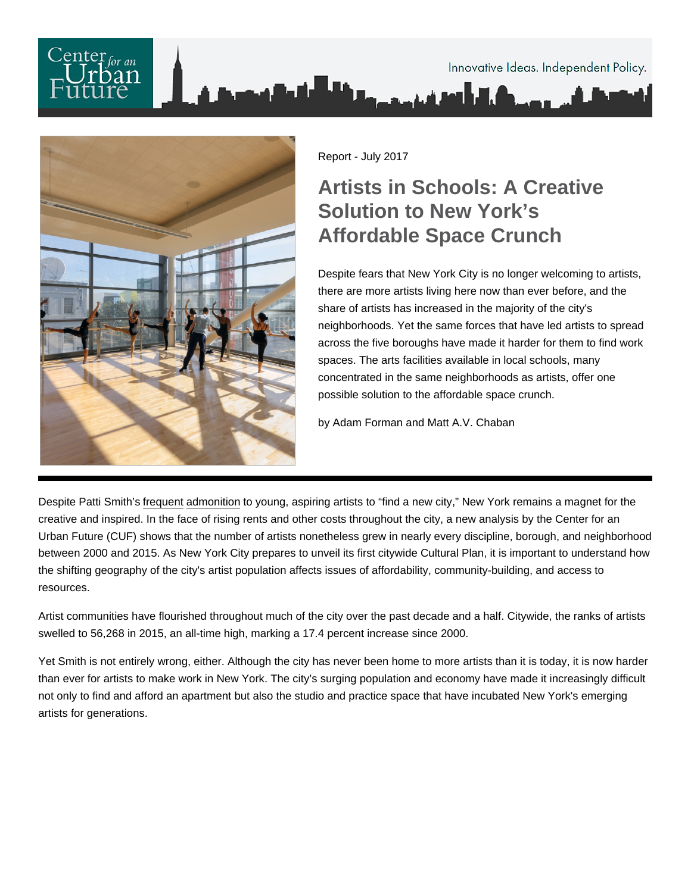Report - July 2017

# Artists in Schools: A Creative Solution to New York's Affordable Space Crunch

Despite fears that New York City is no longer welcoming to artists, there are more artists living here now than ever before, and the share of artists has increased in the majority of the city's neighborhoods. Yet the same forces that have led artists to spread across the five boroughs have made it harder for them to find work spaces. The arts facilities available in local schools, many concentrated in the same neighborhoods as artists, offer one possible solution to the affordable space crunch.

by Adam Forman and Matt A.V. Chaban

---

Despite Patti Smith's frequent admonition to young, aspiring artists to "find a new city," New York remains a magnet for the creative and inspired. In the face of rising rents and other costs throughout the city, a new analysis by the Center for an Urban Future (CUF) shows that the number of artists nonetheless grew in nearly every discipline, borough, and neighborhood between 2000 and 2015. As New York City prepares to unveil its first citywide Cultural Plan, it is important to understand how the shifting geography of the city's artist population affects issues of affordability, community-building, and access to resources.

Artist communities have flourished throughout much of the city over the past decade and a half. Citywide, the ranks of artists swelled to 56,268 in 2015, an all-time high, marking a 17.4 percent increase since 2000.

Yet Smith is not entirely wrong, either. Although the city has never been home to more artists than it is today, it is now harder than ever for artists to make work in New York. The city's surging population and economy have made it increasingly difficult not only to find and afford an apartment but also the studio and practice space that have incubated New York's emerging artists for generations.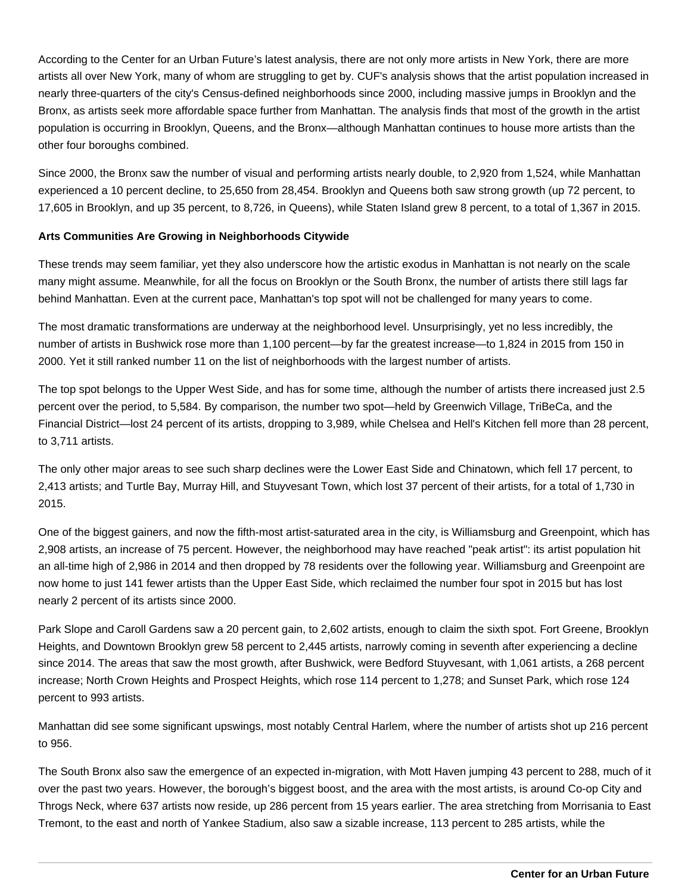According to the Center for an Urban Future's latest analysis, there are not only more artists in New York, there are more artists all over New York, many of whom are struggling to get by. CUF's analysis shows that the artist population increased in nearly three-quarters of the city's Census-defined neighborhoods since 2000, including massive jumps in Brooklyn and the Bronx, as artists seek more affordable space further from Manhattan. The analysis finds that most of the growth in the artist population is occurring in Brooklyn, Queens, and the Bronx—although Manhattan continues to house more artists than the other four boroughs combined.

Since 2000, the Bronx saw the number of visual and performing artists nearly double, to 2,920 from 1,524, while Manhattan experienced a 10 percent decline, to 25,650 from 28,454. Brooklyn and Queens both saw strong growth (up 72 percent, to 17,605 in Brooklyn, and up 35 percent, to 8,726, in Queens), while Staten Island grew 8 percent, to a total of 1,367 in 2015.

**Arts Communities Are Growing in Neighborhoods Citywide**

These trends may seem familiar, yet they also underscore how the artistic exodus in Manhattan is not nearly on the scale many might assume. Meanwhile, for all the focus on Brooklyn or the South Bronx, the number of artists there still lags far behind Manhattan. Even at the current pace, Manhattan's top spot will not be challenged for many years to come.

The most dramatic transformations are underway at the neighborhood level. Unsurprisingly, yet no less incredibly, the number of artists in Bushwick rose more than 1,100 percent—by far the greatest increase—to 1,824 in 2015 from 150 in 2000. Yet it still ranked number 11 on the list of neighborhoods with the largest number of artists.

The top spot belongs to the Upper West Side, and has for some time, although the number of artists there increased just 2.5 percent over the period, to 5,584. By comparison, the number two spot—held by Greenwich Village, TriBeCa, and the Financial District—lost 24 percent of its artists, dropping to 3,989, while Chelsea and Hell's Kitchen fell more than 28 percent, to 3,711 artists.

The only other major areas to see such sharp declines were the Lower East Side and Chinatown, which fell 17 percent, to 2,413 artists; and Turtle Bay, Murray Hill, and Stuyvesant Town, which lost 37 percent of their artists, for a total of 1,730 in 2015.

One of the biggest gainers, and now the fifth-most artist-saturated area in the city, is Williamsburg and Greenpoint, which has 2,908 artists, an increase of 75 percent. However, the neighborhood may have reached "peak artist": its artist population hit an all-time high of 2,986 in 2014 and then dropped by 78 residents over the following year. Williamsburg and Greenpoint are now home to just 141 fewer artists than the Upper East Side, which reclaimed the number four spot in 2015 but has lost nearly 2 percent of its artists since 2000.

Park Slope and Caroll Gardens saw a 20 percent gain, to 2,602 artists, enough to claim the sixth spot. Fort Greene, Brooklyn Heights, and Downtown Brooklyn grew 58 percent to 2,445 artists, narrowly coming in seventh after experiencing a decline since 2014. The areas that saw the most growth, after Bushwick, were Bedford Stuyvesant, with 1,061 artists, a 268 percent increase; North Crown Heights and Prospect Heights, which rose 114 percent to 1,278; and Sunset Park, which rose 124 percent to 993 artists.

Manhattan did see some significant upswings, most notably Central Harlem, where the number of artists shot up 216 percent to 956.

The South Bronx also saw the emergence of an expected in-migration, with Mott Haven jumping 43 percent to 288, much of it over the past two years. However, the borough's biggest boost, and the area with the most artists, is around Co-op City and Throgs Neck, where 637 artists now reside, up 286 percent from 15 years earlier. The area stretching from Morrisania to East Tremont, to the east and north of Yankee Stadium, also saw a sizable increase, 113 percent to 285 artists, while the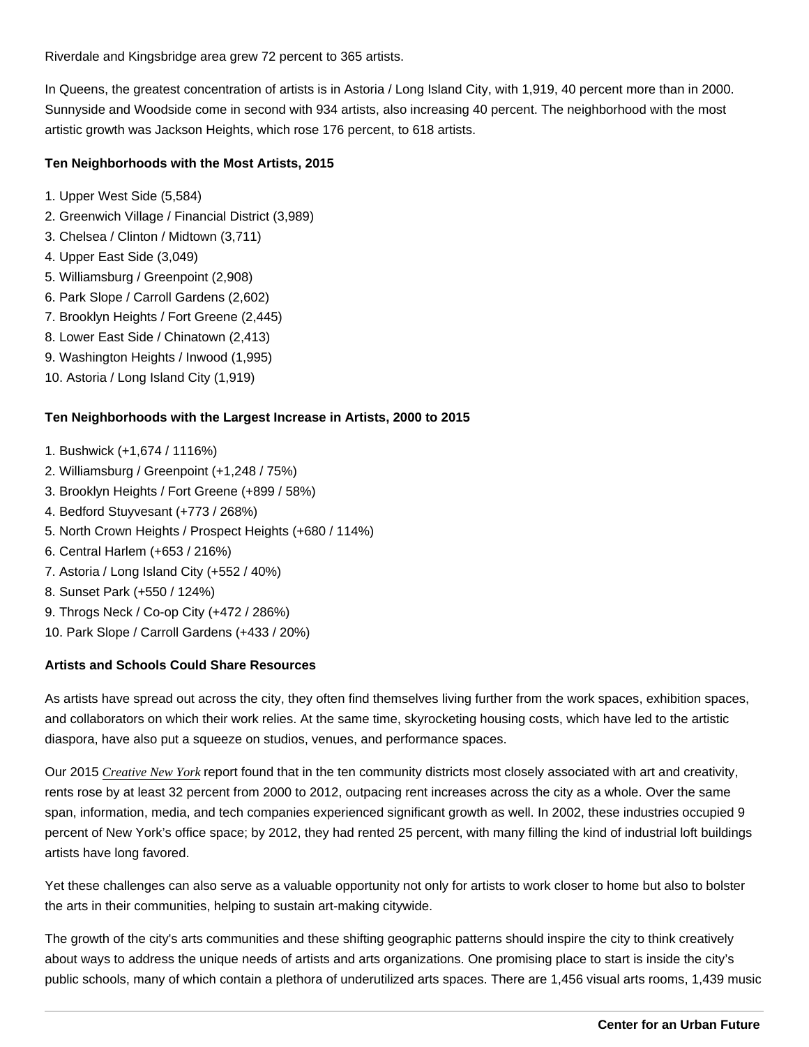Riverdale and Kingsbridge area grew 72 percent to 365 artists.

In Queens, the greatest concentration of artists is in Astoria / Long Island City, with 1,919, 40 percent more than in 2000. Sunnyside and Woodside come in second with 934 artists, also increasing 40 percent. The neighborhood with the most artistic growth was Jackson Heights, which rose 176 percent, to 618 artists.

**Ten Neighborhoods with the Most Artists, 2015**

1. Upper West Side (5,584)
2. Greenwich Village / Financial District (3,989)
3. Chelsea / Clinton / Midtown (3,711)
4. Upper East Side (3,049)
5. Williamsburg / Greenpoint (2,908)
6. Park Slope / Carroll Gardens (2,602)
7. Brooklyn Heights / Fort Greene (2,445)
8. Lower East Side / Chinatown (2,413)
9. Washington Heights / Inwood (1,995)
10. Astoria / Long Island City (1,919)

**Ten Neighborhoods with the Largest Increase in Artists, 2000 to 2015**

1. Bushwick (+1,674 / 1116%)
2. Williamsburg / Greenpoint (+1,248 / 75%)
3. Brooklyn Heights / Fort Greene (+899 / 58%)
4. Bedford Stuyvesant (+773 / 268%)
5. North Crown Heights / Prospect Heights (+680 / 114%)
6. Central Harlem (+653 / 216%)
7. Astoria / Long Island City (+552 / 40%)
8. Sunset Park (+550 / 124%)
9. Throgs Neck / Co-op City (+472 / 286%)
10. Park Slope / Carroll Gardens (+433 / 20%)

**Artists and Schools Could Share Resources**

As artists have spread out across the city, they often find themselves living further from the work spaces, exhibition spaces, and collaborators on which their work relies. At the same time, skyrocketing housing costs, which have led to the artistic diaspora, have also put a squeeze on studios, venues, and performance spaces.

Our 2015 *Creative New York* report found that in the ten community districts most closely associated with art and creativity, rents rose by at least 32 percent from 2000 to 2012, outpacing rent increases across the city as a whole. Over the same span, information, media, and tech companies experienced significant growth as well. In 2002, these industries occupied 9 percent of New York's office space; by 2012, they had rented 25 percent, with many filling the kind of industrial loft buildings artists have long favored.

Yet these challenges can also serve as a valuable opportunity not only for artists to work closer to home but also to bolster the arts in their communities, helping to sustain art-making citywide.

The growth of the city's arts communities and these shifting geographic patterns should inspire the city to think creatively about ways to address the unique needs of artists and arts organizations. One promising place to start is inside the city's public schools, many of which contain a plethora of underutilized arts spaces. There are 1,456 visual arts rooms, 1,439 music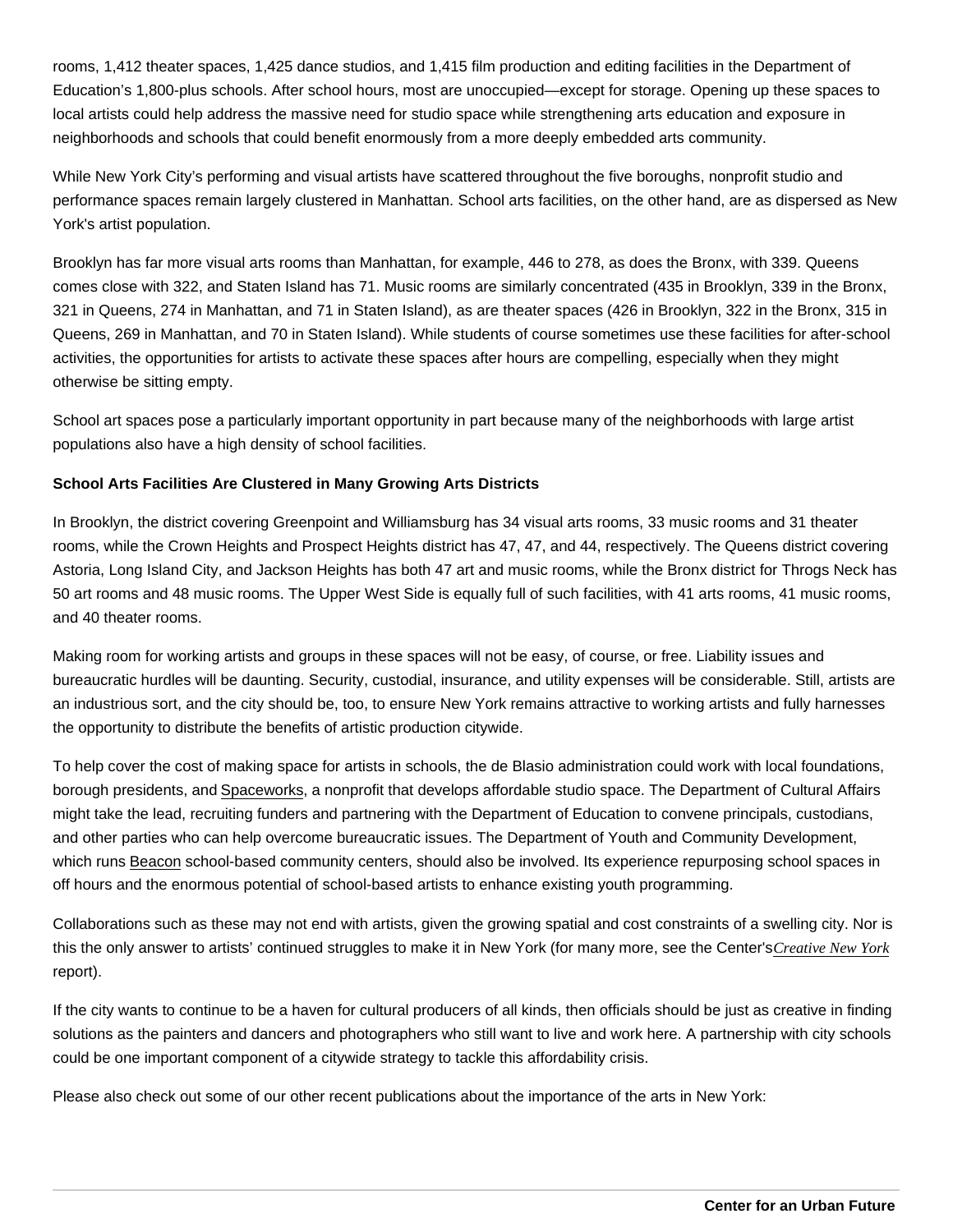rooms, 1,412 theater spaces, 1,425 dance studios, and 1,415 film production and editing facilities in the Department of Education's 1,800-plus schools. After school hours, most are unoccupied—except for storage. Opening up these spaces to local artists could help address the massive need for studio space while strengthening arts education and exposure in neighborhoods and schools that could benefit enormously from a more deeply embedded arts community.

While New York City's performing and visual artists have scattered throughout the five boroughs, nonprofit studio and performance spaces remain largely clustered in Manhattan. School arts facilities, on the other hand, are as dispersed as New York's artist population.

Brooklyn has far more visual arts rooms than Manhattan, for example, 446 to 278, as does the Bronx, with 339. Queens comes close with 322, and Staten Island has 71. Music rooms are similarly concentrated (435 in Brooklyn, 339 in the Bronx, 321 in Queens, 274 in Manhattan, and 71 in Staten Island), as are theater spaces (426 in Brooklyn, 322 in the Bronx, 315 in Queens, 269 in Manhattan, and 70 in Staten Island). While students of course sometimes use these facilities for after-school activities, the opportunities for artists to activate these spaces after hours are compelling, especially when they might otherwise be sitting empty.

School art spaces pose a particularly important opportunity in part because many of the neighborhoods with large artist populations also have a high density of school facilities.

**School Arts Facilities Are Clustered in Many Growing Arts Districts**

In Brooklyn, the district covering Greenpoint and Williamsburg has 34 visual arts rooms, 33 music rooms and 31 theater rooms, while the Crown Heights and Prospect Heights district has 47, 47, and 44, respectively. The Queens district covering Astoria, Long Island City, and Jackson Heights has both 47 art and music rooms, while the Bronx district for Throgs Neck has 50 art rooms and 48 music rooms. The Upper West Side is equally full of such facilities, with 41 arts rooms, 41 music rooms, and 40 theater rooms.

Making room for working artists and groups in these spaces will not be easy, of course, or free. Liability issues and bureaucratic hurdles will be daunting. Security, custodial, insurance, and utility expenses will be considerable. Still, artists are an industrious sort, and the city should be, too, to ensure New York remains attractive to working artists and fully harnesses the opportunity to distribute the benefits of artistic production citywide.

To help cover the cost of making space for artists in schools, the de Blasio administration could work with local foundations, borough presidents, and Spaceworks, a nonprofit that develops affordable studio space. The Department of Cultural Affairs might take the lead, recruiting funders and partnering with the Department of Education to convene principals, custodians, and other parties who can help overcome bureaucratic issues. The Department of Youth and Community Development, which runs Beacon school-based community centers, should also be involved. Its experience repurposing school spaces in off hours and the enormous potential of school-based artists to enhance existing youth programming.

Collaborations such as these may not end with artists, given the growing spatial and cost constraints of a swelling city. Nor is this the only answer to artists' continued struggles to make it in New York (for many more, see the Center's *Creative New York* report).

If the city wants to continue to be a haven for cultural producers of all kinds, then officials should be just as creative in finding solutions as the painters and dancers and photographers who still want to live and work here. A partnership with city schools could be one important component of a citywide strategy to tackle this affordability crisis.

Please also check out some of our other recent publications about the importance of the arts in New York: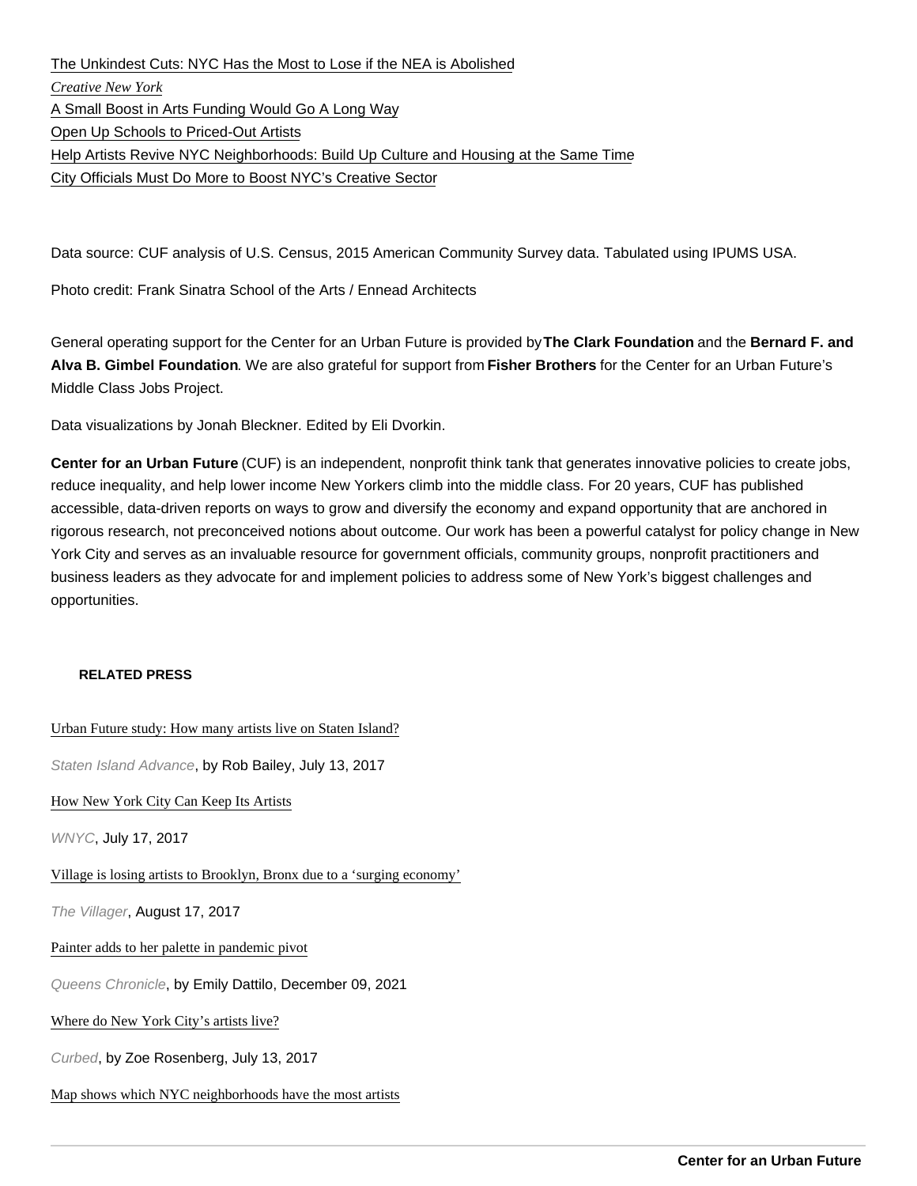The Unkindest Cuts: NYC Has the Most to Lose if the NEA is Abolished

*Creative New York*

A Small Boost in Arts Funding Would Go A Long Way

Open Up Schools to Priced-Out Artists

Help Artists Revive NYC Neighborhoods: Build Up Culture and Housing at the Same Time

City Officials Must Do More to Boost NYC's Creative Sector

Data source: CUF analysis of U.S. Census, 2015 American Community Survey data. Tabulated using IPUMS USA.

Photo credit: Frank Sinatra School of the Arts / Ennead Architects

General operating support for the Center for an Urban Future is provided by **The Clark Foundation** and the **Bernard F. and Alva B. Gimbel Foundation**. We are also grateful for support from **Fisher Brothers** for the Center for an Urban Future's Middle Class Jobs Project.

Data visualizations by Jonah Bleckner. Edited by Eli Dvorkin.

**Center for an Urban Future** (CUF) is an independent, nonprofit think tank that generates innovative policies to create jobs, reduce inequality, and help lower income New Yorkers climb into the middle class. For 20 years, CUF has published accessible, data-driven reports on ways to grow and diversify the economy and expand opportunity that are anchored in rigorous research, not preconceived notions about outcome. Our work has been a powerful catalyst for policy change in New York City and serves as an invaluable resource for government officials, community groups, nonprofit practitioners and business leaders as they advocate for and implement policies to address some of New York's biggest challenges and opportunities.

**RELATED PRESS**

Urban Future study: How many artists live on Staten Island?

Staten Island Advance, by Rob Bailey, July 13, 2017

How New York City Can Keep Its Artists

WNYC, July 17, 2017

Village is losing artists to Brooklyn, Bronx due to a 'surging economy'

The Villager, August 17, 2017

Painter adds to her palette in pandemic pivot

Queens Chronicle, by Emily Dattilo, December 09, 2021

Where do New York City's artists live?

Curbed, by Zoe Rosenberg, July 13, 2017

Map shows which NYC neighborhoods have the most artists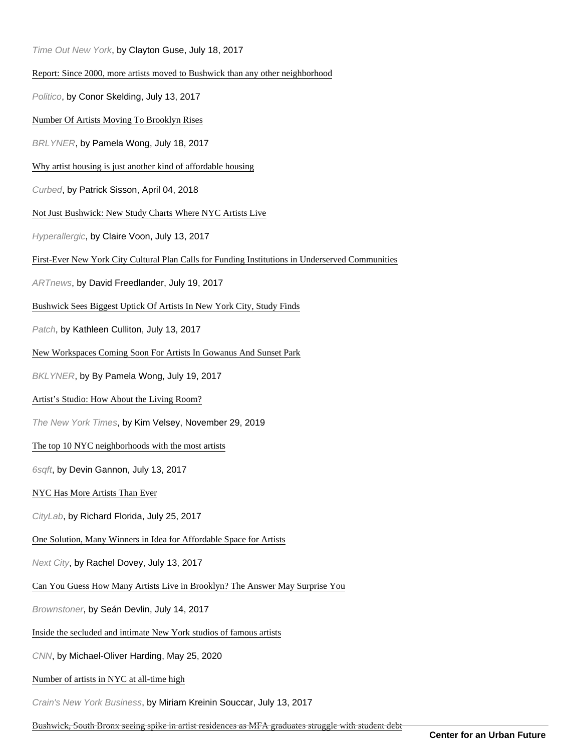*Time Out New York*, by Clayton Guse, July 18, 2017

Report: Since 2000, more artists moved to Bushwick than any other neighborhood

*Politico*, by Conor Skelding, July 13, 2017

Number Of Artists Moving To Brooklyn Rises

*BRLYNER*, by Pamela Wong, July 18, 2017

Why artist housing is just another kind of affordable housing

*Curbed*, by Patrick Sisson, April 04, 2018

Not Just Bushwick: New Study Charts Where NYC Artists Live

*Hyperallergic*, by Claire Voon, July 13, 2017

First-Ever New York City Cultural Plan Calls for Funding Institutions in Underserved Communities

*ARTnews*, by David Freedlander, July 19, 2017

Bushwick Sees Biggest Uptick Of Artists In New York City, Study Finds

*Patch*, by Kathleen Culliton, July 13, 2017

New Workspaces Coming Soon For Artists In Gowanus And Sunset Park

*BKLYNER*, by By Pamela Wong, July 19, 2017

Artist's Studio: How About the Living Room?

*The New York Times*, by Kim Velsey, November 29, 2019

The top 10 NYC neighborhoods with the most artists

*6sqft*, by Devin Gannon, July 13, 2017

NYC Has More Artists Than Ever

*CityLab*, by Richard Florida, July 25, 2017

One Solution, Many Winners in Idea for Affordable Space for Artists

*Next City*, by Rachel Dovey, July 13, 2017

Can You Guess How Many Artists Live in Brooklyn? The Answer May Surprise You

*Brownstoner*, by Seán Devlin, July 14, 2017

Inside the secluded and intimate New York studios of famous artists

*CNN*, by Michael-Oliver Harding, May 25, 2020

Number of artists in NYC at all-time high

*Crain's New York Business*, by Miriam Kreinin Souccar, July 13, 2017

Bushwick, South Bronx seeing spike in artist residences as MFA graduates struggle with student debt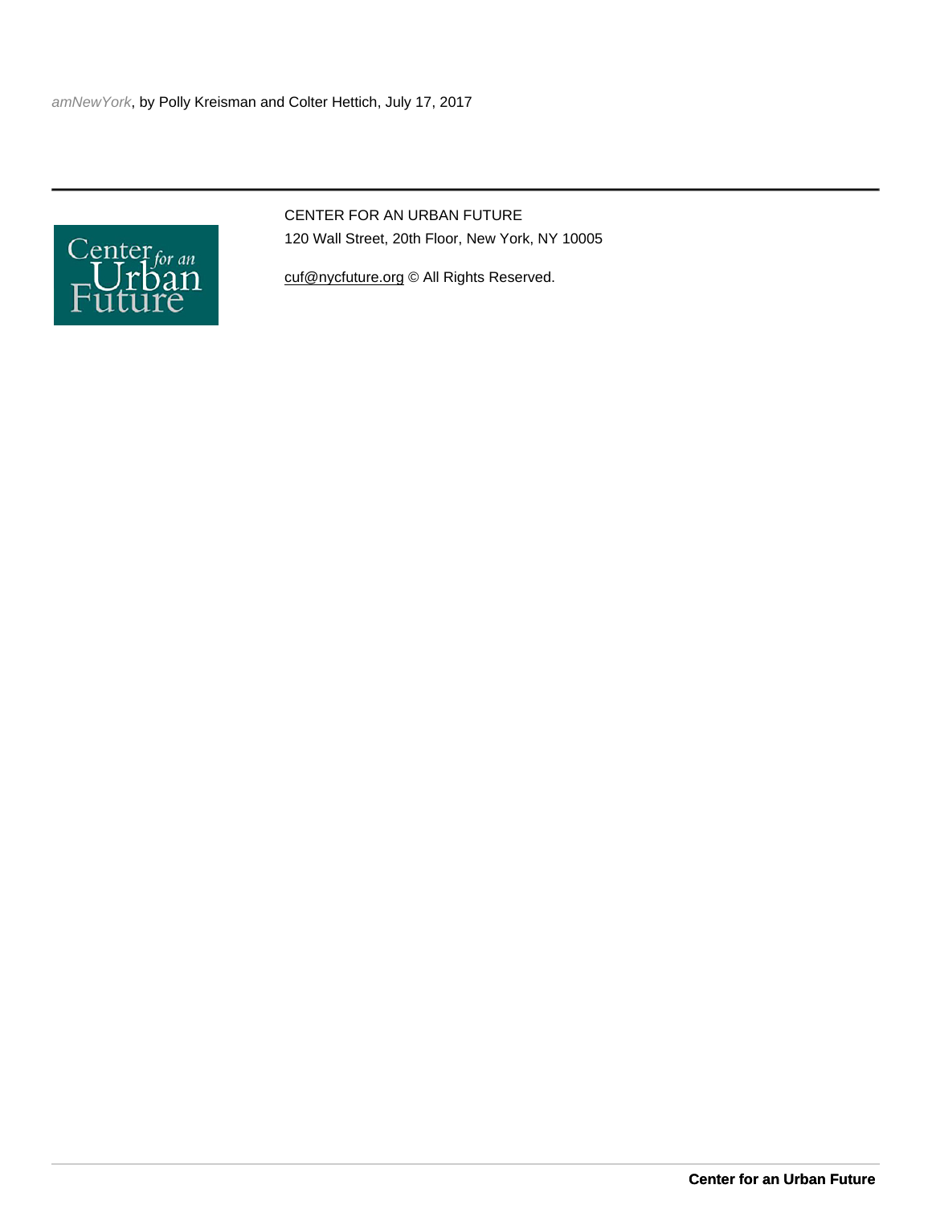*amNewYork*, by Polly Kreisman and Colter Hettich, July 17, 2017

---

CENTER FOR AN URBAN FUTURE
120 Wall Street, 20th Floor, New York, NY 10005

cuf@nycfuture.org © All Rights Reserved.